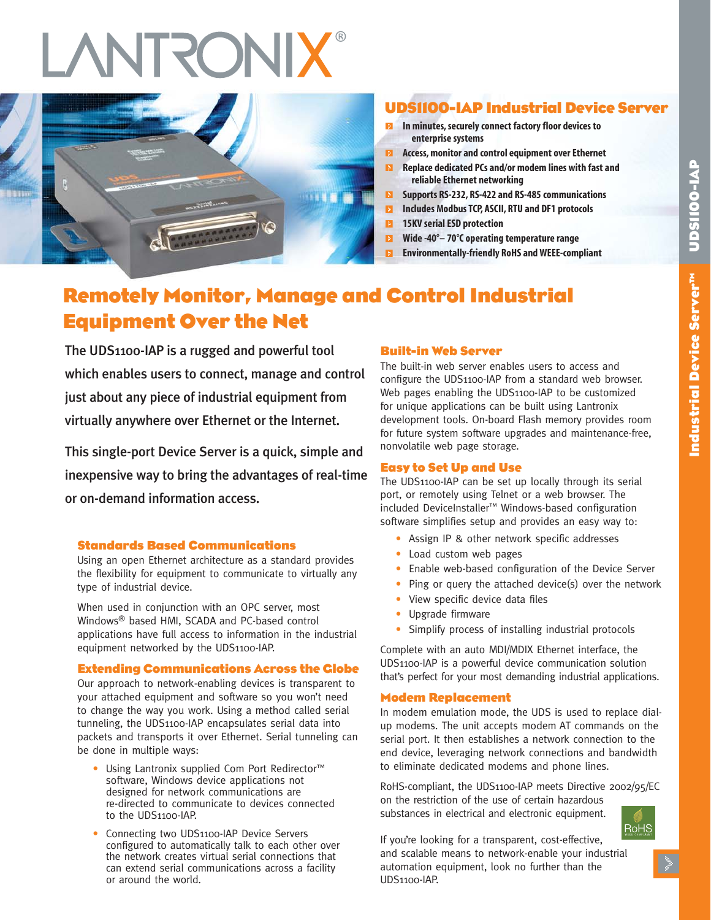# LANTRONIX®

## UDS1100-IAP Industrial Device Server

- In minutes, securely connect factory floor devices to enterprise systems
- Access, monitor and control equipment over Ethernet
- Replace dedicated PCs and/or modem lines with fast and reliable Ethernet networking
- Supports RS-232, RS-422 and RS-485 communications
- Includes Modbus TCP, ASCII, RTU and DF1 protocols
- 15KV serial ESD protection
- Wide -40°– 70°C operating temperature range
- Environmentally-friendly RoHS and WEEE-compliant

# Remotely Monitor, Manage and Control Industrial Equipment Over the Net

The UDS1100-IAP is a rugged and powerful tool which enables users to connect, manage and control just about any piece of industrial equipment from virtually anywhere over Ethernet or the Internet.

This single-port Device Server is a quick, simple and inexpensive way to bring the advantages of real-time or on-demand information access.

### Standards Based Communications

Using an open Ethernet architecture as a standard provides the flexibility for equipment to communicate to virtually any type of industrial device.

When used in conjunction with an OPC server, most Windows® based HMI, SCADA and PC-based control applications have full access to information in the industrial equipment networked by the UDS1100-IAP.

### Extending Communications Across the Globe

Our approach to network-enabling devices is transparent to your attached equipment and software so you won't need to change the way you work. Using a method called serial tunneling, the UDS1100-IAP encapsulates serial data into packets and transports it over Ethernet. Serial tunneling can be done in multiple ways:

- Using Lantronix supplied Com Port Redirector™ software, Windows device applications not designed for network communications are re-directed to communicate to devices connected to the UDS1100-IAP.
- Connecting two UDS1100-IAP Device Servers configured to automatically talk to each other over the network creates virtual serial connections that can extend serial communications across a facility or around the world.

### Built-in Web Server

The built-in web server enables users to access and configure the UDS1100-IAP from a standard web browser. Web pages enabling the UDS1100-IAP to be customized for unique applications can be built using Lantronix development tools. On-board Flash memory provides room for future system software upgrades and maintenance-free, nonvolatile web page storage.

### Easy to Set Up and Use

The UDS1100-IAP can be set up locally through its serial port, or remotely using Telnet or a web browser. The included DeviceInstaller™ Windows-based configuration software simplifies setup and provides an easy way to:

- Assign IP & other network specific addresses
- Load custom web pages
- Enable web-based configuration of the Device Server
- Ping or query the attached device(s) over the network
- View specific device data files
- Upgrade firmware
- Simplify process of installing industrial protocols

Complete with an auto MDI/MDIX Ethernet interface, the UDS1100-IAP is a powerful device communication solution that's perfect for your most demanding industrial applications.

### Modem Replacement

In modem emulation mode, the UDS is used to replace dial-up modems. The unit accepts modem AT commands on the serial port. It then establishes a network connection to the end device, leveraging network connections and bandwidth to eliminate dedicated modems and phone lines.

RoHS-compliant, the UDS1100-IAP meets Directive 2002/95/EC on the restriction of the use of certain hazardous substances in electrical and electronic equipment.

If you're looking for a transparent, cost-effective, and scalable means to network-enable your industrial automation equipment, look no further than the UDS1100-IAP.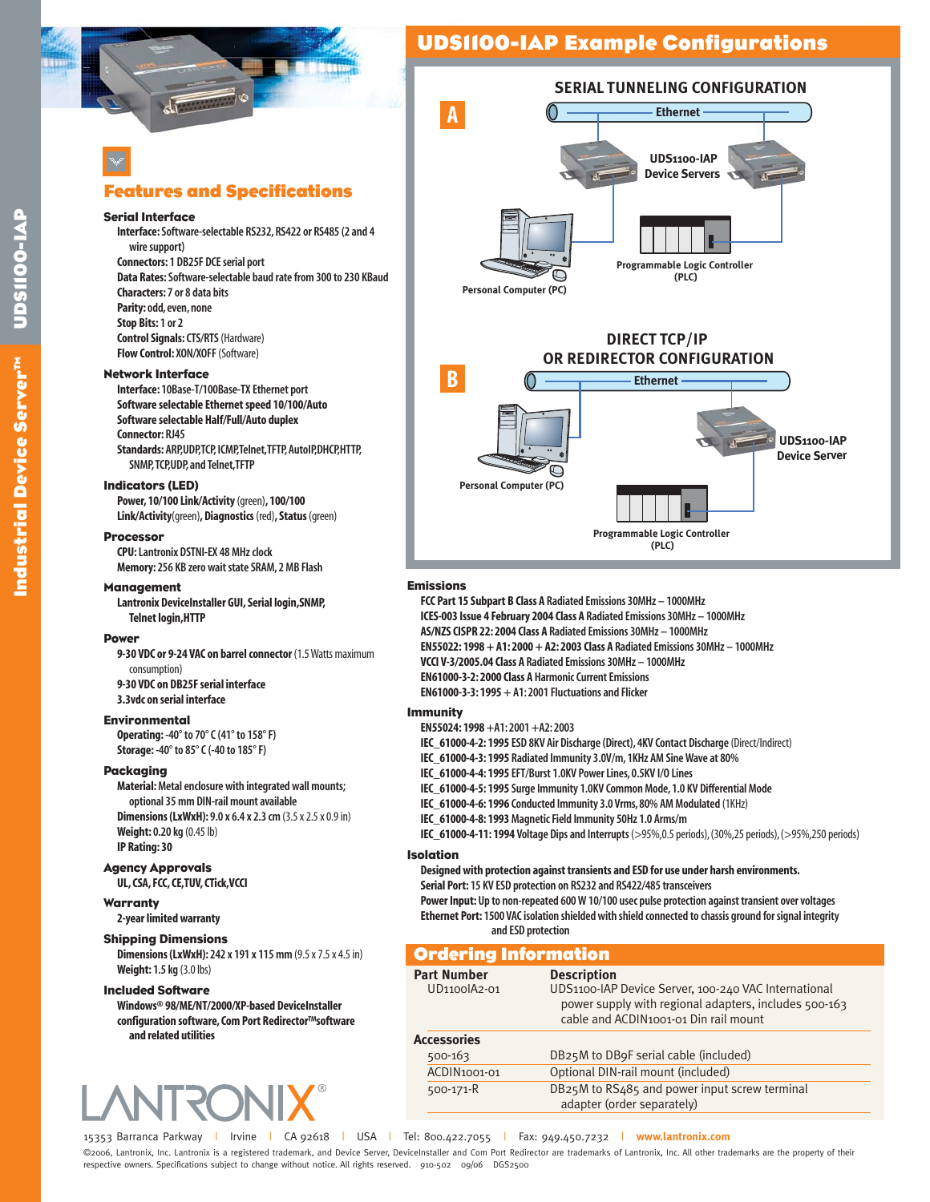## Features and Specifications

### Serial Interface

**Interface:** Software-selectable RS232, RS422 or RS485 (2 and 4 wire support)
**Connectors:** 1 DB25F DCE serial port
**Data Rates:** Software-selectable baud rate from 300 to 230 KBaud
**Characters:** 7 or 8 data bits
**Parity:** odd, even, none
**Stop Bits:** 1 or 2
**Control Signals:** CTS/RTS (Hardware)
**Flow Control:** XON/XOFF (Software)

### Network Interface

**Interface:** 10Base-T/100Base-TX Ethernet port
**Software selectable Ethernet speed 10/100/Auto**
**Software selectable Half/Full/Auto duplex**
**Connector:** RJ45
**Standards:** ARP, UDP, TCP, ICMP, Telnet, TFTP, AutoIP, DHCP, HTTP, SNMP, TCP, UDP, and Telnet, TFTP

### Indicators (LED)

**Power, 10/100 Link/Activity** (green), **100/100 Link/Activity** (green), **Diagnostics** (red), **Status** (green)

### Processor

**CPU:** Lantronix DSTNI-EX 48 MHz clock
**Memory:** 256 KB zero wait state SRAM, 2 MB Flash

### Management

**Lantronix DeviceInstaller GUI, Serial login, SNMP, Telnet login, HTTP**

### Power

**9-30 VDC or 9-24 VAC on barrel connector** (1.5 Watts maximum consumption)
**9-30 VDC on DB25F serial interface**
**3.3vdc on serial interface**

### Environmental

**Operating:** -40° to 70° C (41° to 158° F)
**Storage:** -40° to 85° C (-40 to 185° F)

### Packaging

**Material:** Metal enclosure with integrated wall mounts; optional 35 mm DIN-rail mount available
**Dimensions (LxWxH):** 9.0 x 6.4 x 2.3 cm (3.5 x 2.5 x 0.9 in)
**Weight:** 0.20 kg (0.45 lb)
**IP Rating:** 30

### Agency Approvals

**UL, CSA, FCC, CE, TUV, CTick, VCCI**

### Warranty

**2-year limited warranty**

### Shipping Dimensions

**Dimensions (LxWxH):** 242 x 191 x 115 mm (9.5 x 7.5 x 4.5 in)
**Weight:** 1.5 kg (3.0 lbs)

### Included Software

**Windows® 98/ME/NT/2000/XP-based DeviceInstaller configuration software, Com Port Redirector™ software and related utilities**

## UDS1100-IAP Example Configurations

### A — SERIAL TUNNELING CONFIGURATION

Ethernet
UDS1100-IAP Device Servers
Personal Computer (PC)
Programmable Logic Controller (PLC)

### B — DIRECT TCP/IP OR REDIRECTOR CONFIGURATION

Ethernet
UDS1100-IAP Device Server
Personal Computer (PC)
Programmable Logic Controller (PLC)

### Emissions

**FCC Part 15 Subpart B Class A Radiated Emissions 30MHz – 1000MHz**
**ICES-003 Issue 4 February 2004 Class A Radiated Emissions 30MHz – 1000MHz**
**AS/NZS CISPR 22: 2004 Class A Radiated Emissions 30MHz – 1000MHz**
**EN55022: 1998 + A1: 2000 + A2: 2003 Class A Radiated Emissions 30MHz – 1000MHz**
**VCCI V-3/2005.04 Class A Radiated Emissions 30MHz – 1000MHz**
**EN61000-3-2: 2000 Class A Harmonic Current Emissions**
**EN61000-3-3: 1995 + A1: 2001 Fluctuations and Flicker**

### Immunity

**EN55024: 1998 +A1: 2001 +A2: 2003**
**IEC_61000-4-2: 1995 ESD 8KV Air Discharge (Direct), 4KV Contact Discharge** (Direct/Indirect)
**IEC_61000-4-3: 1995 Radiated Immunity 3.0V/m, 1KHz AM Sine Wave at 80%**
**IEC_61000-4-4: 1995 EFT/Burst 1.0KV Power Lines, 0.5KV I/O Lines**
**IEC_61000-4-5: 1995 Surge Immunity 1.0KV Common Mode, 1.0 KV Differential Mode**
**IEC_61000-4-6: 1996 Conducted Immunity 3.0 Vrms, 80% AM Modulated** (1KHz)
**IEC_61000-4-8: 1993 Magnetic Field Immunity 50Hz 1.0 Arms/m**
**IEC_61000-4-11: 1994 Voltage Dips and Interrupts** (>95%, 0.5 periods), (30%, 25 periods), (>95%, 250 periods)

### Isolation

**Designed with protection against transients and ESD for use under harsh environments.**
**Serial Port:** 15 KV ESD protection on RS232 and RS422/485 transceivers
**Power Input:** Up to non-repeated 600 W 10/100 usec pulse protection against transient over voltages
**Ethernet Port:** 1500 VAC isolation shielded with shield connected to chassis ground for signal integrity and ESD protection

## Ordering Information

| Part Number | Description |
|---|---|
| UD1100IA2-01 | UDS1100-IAP Device Server, 100-240 VAC International power supply with regional adapters, includes 500-163 cable and ACDIN1001-01 Din rail mount |
| **Accessories** | |
| 500-163 | DB25M to DB9F serial cable (included) |
| ACDIN1001-01 | Optional DIN-rail mount (included) |
| 500-171-R | DB25M to RS485 and power input screw terminal adapter (order separately) |

LANTRONIX®

15353 Barranca Parkway | Irvine | CA 92618 | USA | Tel: 800.422.7055 | Fax: 949.450.7232 | www.lantronix.com

©2006, Lantronix, Inc. Lantronix is a registered trademark, and Device Server, DeviceInstaller and Com Port Redirector are trademarks of Lantronix, Inc. All other trademarks are the property of their respective owners. Specifications subject to change without notice. All rights reserved. 910-502 09/06 DGS2500